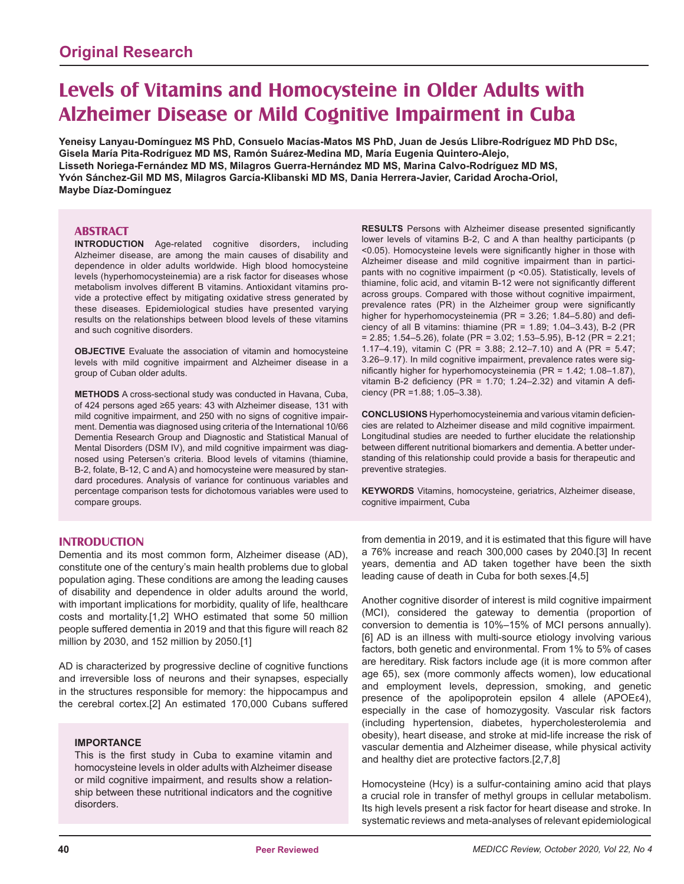## Original Research

# Levels of Vitamins and Homocysteine in Older Adults with Alzheimer Disease or Mild Cognitive Impairment in Cuba

**Yeneisy Lanyau-Domínguez MS PhD, Consuelo Macías-Matos MS PhD, Juan de Jesús Llibre-Rodríguez MD PhD DSc, Gisela María Pita-Rodríguez MD MS, Ramón Suárez-Medina MD, María Eugenia Quintero-Alejo, Lisseth Noriega-Fernández MD MS, Milagros Guerra-Hernández MD MS, Marina Calvo-Rodríguez MD MS, Yvón Sánchez-Gil MD MS, Milagros García-Klibanski MD MS, Dania Herrera-Javier, Caridad Arocha-Oriol, Maybe Díaz-Domínguez**

## ABSTRACT

**INTRODUCTION** Age-related cognitive disorders, including Alzheimer disease, are among the main causes of disability and dependence in older adults worldwide. High blood homocysteine levels (hyperhomocysteinemia) are a risk factor for diseases whose metabolism involves different B vitamins. Antioxidant vitamins provide a protective effect by mitigating oxidative stress generated by these diseases. Epidemiological studies have presented varying results on the relationships between blood levels of these vitamins and such cognitive disorders.

**OBJECTIVE** Evaluate the association of vitamin and homocysteine levels with mild cognitive impairment and Alzheimer disease in a group of Cuban older adults.

**METHODS** A cross-sectional study was conducted in Havana, Cuba, of 424 persons aged ≥65 years: 43 with Alzheimer disease, 131 with mild cognitive impairment, and 250 with no signs of cognitive impairment. Dementia was diagnosed using criteria of the International 10/66 Dementia Research Group and Diagnostic and Statistical Manual of Mental Disorders (DSM IV), and mild cognitive impairment was diagnosed using Petersen's criteria. Blood levels of vitamins (thiamine, B-2, folate, B-12, C and A) and homocysteine were measured by standard procedures. Analysis of variance for continuous variables and percentage comparison tests for dichotomous variables were used to compare groups.

**RESULTS** Persons with Alzheimer disease presented significantly lower levels of vitamins B-2, C and A than healthy participants ($p < 0.05$). Homocysteine levels were significantly higher in those with Alzheimer disease and mild cognitive impairment than in participants with no cognitive impairment ($p < 0.05$). Statistically, levels of thiamine, folic acid, and vitamin B-12 were not significantly different across groups. Compared with those without cognitive impairment, prevalence rates (PR) in the Alzheimer group were significantly higher for hyperhomocysteinemia (PR = 3.26; 1.84–5.80) and deficiency of all B vitamins: thiamine (PR = 1.89; 1.04–3.43), B-2 (PR = 2.85; 1.54–5.26), folate (PR = 3.02; 1.53–5.95), B-12 (PR = 2.21; 1.17–4.19), vitamin C (PR = 3.88; 2.12–7.10) and A (PR = 5.47; 3.26–9.17). In mild cognitive impairment, prevalence rates were significantly higher for hyperhomocysteinemia (PR = 1.42; 1.08–1.87), vitamin B-2 deficiency (PR = 1.70; 1.24–2.32) and vitamin A deficiency (PR =1.88; 1.05–3.38).

**CONCLUSIONS** Hyperhomocysteinemia and various vitamin deficiencies are related to Alzheimer disease and mild cognitive impairment. Longitudinal studies are needed to further elucidate the relationship between different nutritional biomarkers and dementia. A better understanding of this relationship could provide a basis for therapeutic and preventive strategies.

**KEYWORDS** Vitamins, homocysteine, geriatrics, Alzheimer disease, cognitive impairment, Cuba

## INTRODUCTION

Dementia and its most common form, Alzheimer disease (AD), constitute one of the century's main health problems due to global population aging. These conditions are among the leading causes of disability and dependence in older adults around the world, with important implications for morbidity, quality of life, healthcare costs and mortality.[1,2] WHO estimated that some 50 million people suffered dementia in 2019 and that this figure will reach 82 million by 2030, and 152 million by 2050.[1]

AD is characterized by progressive decline of cognitive functions and irreversible loss of neurons and their synapses, especially in the structures responsible for memory: the hippocampus and the cerebral cortex.[2] An estimated 170,000 Cubans suffered from dementia in 2019, and it is estimated that this figure will have a 76% increase and reach 300,000 cases by 2040.[3] In recent years, dementia and AD taken together have been the sixth leading cause of death in Cuba for both sexes.[4,5]

**IMPORTANCE**

This is the first study in Cuba to examine vitamin and homocysteine levels in older adults with Alzheimer disease or mild cognitive impairment, and results show a relationship between these nutritional indicators and the cognitive disorders.

Another cognitive disorder of interest is mild cognitive impairment (MCI), considered the gateway to dementia (proportion of conversion to dementia is 10%–15% of MCI persons annually).[6] AD is an illness with multi-source etiology involving various factors, both genetic and environmental. From 1% to 5% of cases are hereditary. Risk factors include age (it is more common after age 65), sex (more commonly affects women), low educational and employment levels, depression, smoking, and genetic presence of the apolipoprotein epsilon 4 allele (APOEε4), especially in the case of homozygosity. Vascular risk factors (including hypertension, diabetes, hypercholesterolemia and obesity), heart disease, and stroke at mid-life increase the risk of vascular dementia and Alzheimer disease, while physical activity and healthy diet are protective factors.[2,7,8]

Homocysteine (Hcy) is a sulfur-containing amino acid that plays a crucial role in transfer of methyl groups in cellular metabolism. Its high levels present a risk factor for heart disease and stroke. In systematic reviews and meta-analyses of relevant epidemiological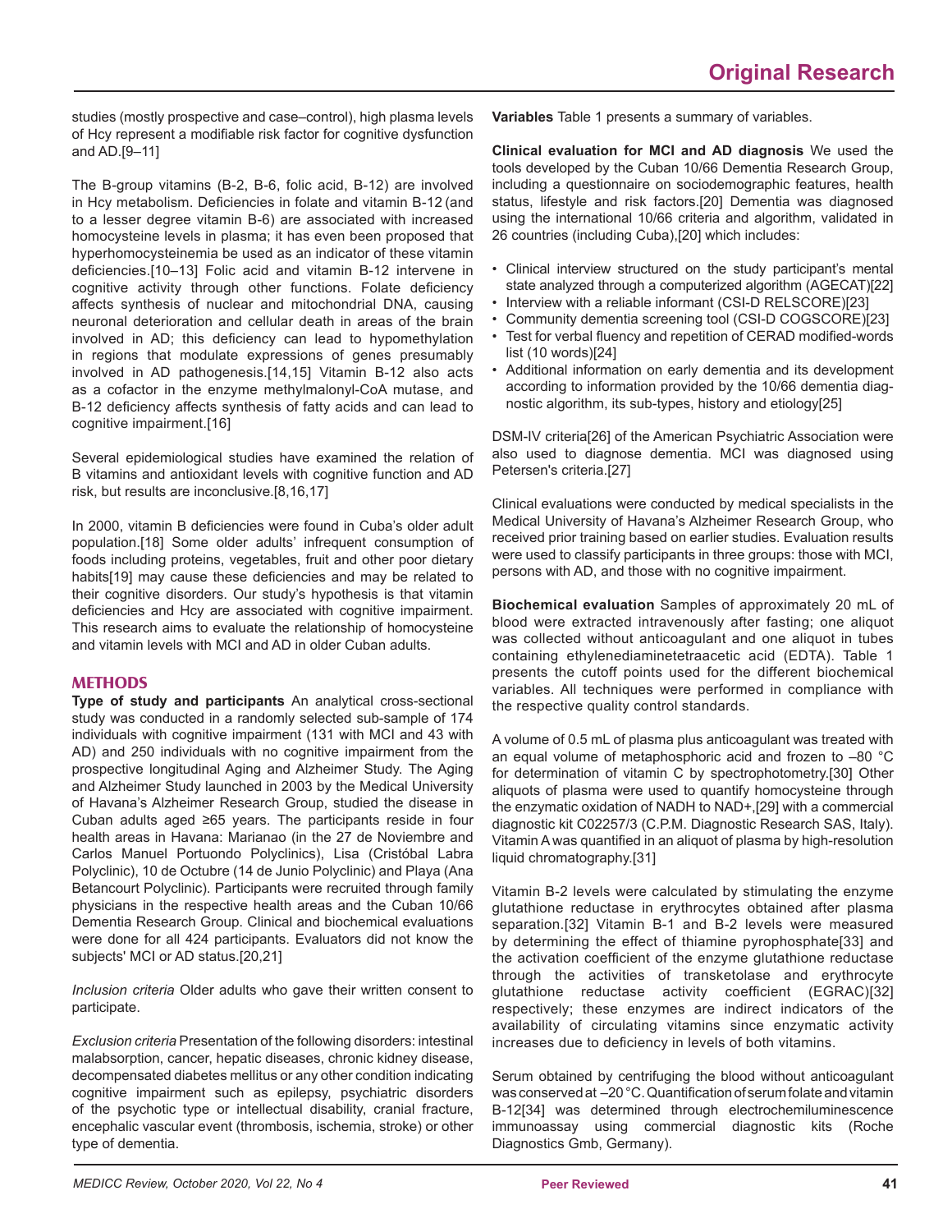studies (mostly prospective and case–control), high plasma levels of Hcy represent a modifiable risk factor for cognitive dysfunction and AD.[9–11]

The B-group vitamins (B-2, B-6, folic acid, B-12) are involved in Hcy metabolism. Deficiencies in folate and vitamin B-12 (and to a lesser degree vitamin B-6) are associated with increased homocysteine levels in plasma; it has even been proposed that hyperhomocysteinemia be used as an indicator of these vitamin deficiencies.[10–13] Folic acid and vitamin B-12 intervene in cognitive activity through other functions. Folate deficiency affects synthesis of nuclear and mitochondrial DNA, causing neuronal deterioration and cellular death in areas of the brain involved in AD; this deficiency can lead to hypomethylation in regions that modulate expressions of genes presumably involved in AD pathogenesis.[14,15] Vitamin B-12 also acts as a cofactor in the enzyme methylmalonyl-CoA mutase, and B-12 deficiency affects synthesis of fatty acids and can lead to cognitive impairment.[16]

Several epidemiological studies have examined the relation of B vitamins and antioxidant levels with cognitive function and AD risk, but results are inconclusive.[8,16,17]

In 2000, vitamin B deficiencies were found in Cuba's older adult population.[18] Some older adults' infrequent consumption of foods including proteins, vegetables, fruit and other poor dietary habits[19] may cause these deficiencies and may be related to their cognitive disorders. Our study's hypothesis is that vitamin deficiencies and Hcy are associated with cognitive impairment. This research aims to evaluate the relationship of homocysteine and vitamin levels with MCI and AD in older Cuban adults.

## METHODS

**Type of study and participants** An analytical cross-sectional study was conducted in a randomly selected sub-sample of 174 individuals with cognitive impairment (131 with MCI and 43 with AD) and 250 individuals with no cognitive impairment from the prospective longitudinal Aging and Alzheimer Study. The Aging and Alzheimer Study launched in 2003 by the Medical University of Havana's Alzheimer Research Group, studied the disease in Cuban adults aged ≥65 years. The participants reside in four health areas in Havana: Marianao (in the 27 de Noviembre and Carlos Manuel Portuondo Polyclinics), Lisa (Cristóbal Labra Polyclinic), 10 de Octubre (14 de Junio Polyclinic) and Playa (Ana Betancourt Polyclinic). Participants were recruited through family physicians in the respective health areas and the Cuban 10/66 Dementia Research Group. Clinical and biochemical evaluations were done for all 424 participants. Evaluators did not know the subjects' MCI or AD status.[20,21]

*Inclusion criteria* Older adults who gave their written consent to participate.

*Exclusion criteria* Presentation of the following disorders: intestinal malabsorption, cancer, hepatic diseases, chronic kidney disease, decompensated diabetes mellitus or any other condition indicating cognitive impairment such as epilepsy, psychiatric disorders of the psychotic type or intellectual disability, cranial fracture, encephalic vascular event (thrombosis, ischemia, stroke) or other type of dementia.

**Variables** Table 1 presents a summary of variables.

**Clinical evaluation for MCI and AD diagnosis** We used the tools developed by the Cuban 10/66 Dementia Research Group, including a questionnaire on sociodemographic features, health status, lifestyle and risk factors.[20] Dementia was diagnosed using the international 10/66 criteria and algorithm, validated in 26 countries (including Cuba),[20] which includes:

- Clinical interview structured on the study participant's mental state analyzed through a computerized algorithm (AGECAT)[22]
- Interview with a reliable informant (CSI-D RELSCORE)[23]
- Community dementia screening tool (CSI-D COGSCORE)[23]
- Test for verbal fluency and repetition of CERAD modified-words list (10 words)[24]
- Additional information on early dementia and its development according to information provided by the 10/66 dementia diagnostic algorithm, its sub-types, history and etiology[25]

DSM-IV criteria[26] of the American Psychiatric Association were also used to diagnose dementia. MCI was diagnosed using Petersen's criteria.[27]

Clinical evaluations were conducted by medical specialists in the Medical University of Havana's Alzheimer Research Group, who received prior training based on earlier studies. Evaluation results were used to classify participants in three groups: those with MCI, persons with AD, and those with no cognitive impairment.

**Biochemical evaluation** Samples of approximately 20 mL of blood were extracted intravenously after fasting; one aliquot was collected without anticoagulant and one aliquot in tubes containing ethylenediaminetetraacetic acid (EDTA). Table 1 presents the cutoff points used for the different biochemical variables. All techniques were performed in compliance with the respective quality control standards.

A volume of 0.5 mL of plasma plus anticoagulant was treated with an equal volume of metaphosphoric acid and frozen to –80 °C for determination of vitamin C by spectrophotometry.[30] Other aliquots of plasma were used to quantify homocysteine through the enzymatic oxidation of NADH to NAD+,[29] with a commercial diagnostic kit C02257/3 (C.P.M. Diagnostic Research SAS, Italy). Vitamin A was quantified in an aliquot of plasma by high-resolution liquid chromatography.[31]

Vitamin B-2 levels were calculated by stimulating the enzyme glutathione reductase in erythrocytes obtained after plasma separation.[32] Vitamin B-1 and B-2 levels were measured by determining the effect of thiamine pyrophosphate[33] and the activation coefficient of the enzyme glutathione reductase through the activities of transketolase and erythrocyte glutathione reductase activity coefficient (EGRAC)[32] respectively; these enzymes are indirect indicators of the availability of circulating vitamins since enzymatic activity increases due to deficiency in levels of both vitamins.

Serum obtained by centrifuging the blood without anticoagulant was conserved at –20 °C. Quantification of serum folate and vitamin B-12[34] was determined through electrochemiluminescence immunoassay using commercial diagnostic kits (Roche Diagnostics Gmb, Germany).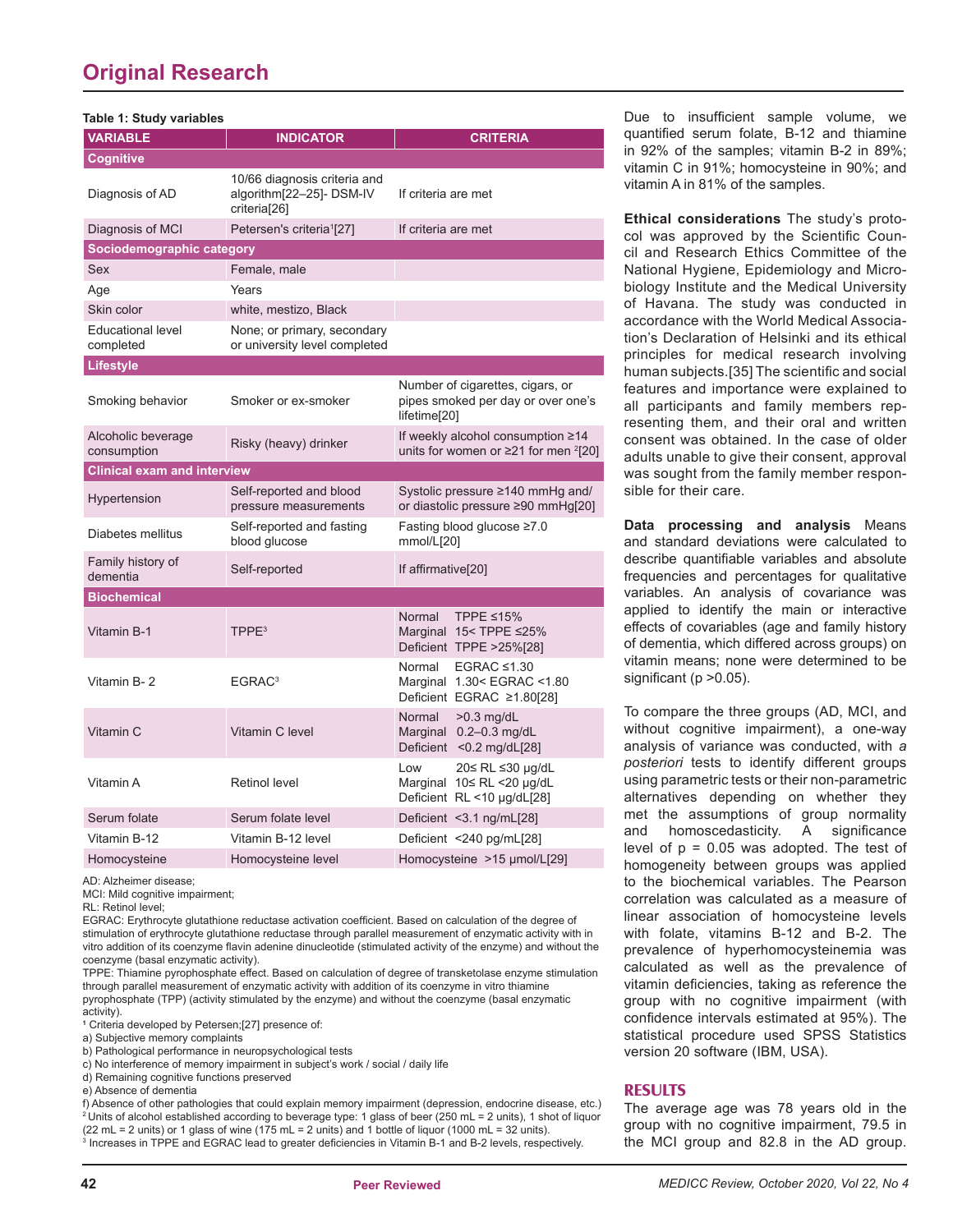**Table 1: Study variables**

| VARIABLE | INDICATOR | CRITERIA |
|---|---|---|
| **Cognitive** | | |
| Diagnosis of AD | 10/66 diagnosis criteria and algorithm[22–25]- DSM-IV criteria[26] | If criteria are met |
| Diagnosis of MCI | Petersen's criteria[1][27] | If criteria are met |
| **Sociodemographic category** | | |
| Sex | Female, male | |
| Age | Years | |
| Skin color | white, mestizo, Black | |
| Educational level completed | None; or primary, secondary or university level completed | |
| **Lifestyle** | | |
| Smoking behavior | Smoker or ex-smoker | Number of cigarettes, cigars, or pipes smoked per day or over one's lifetime[20] |
| Alcoholic beverage consumption | Risky (heavy) drinker | If weekly alcohol consumption ≥14 units for women or ≥21 for men [2][20] |
| **Clinical exam and interview** | | |
| Hypertension | Self-reported and blood pressure measurements | Systolic pressure ≥140 mmHg and/ or diastolic pressure ≥90 mmHg[20] |
| Diabetes mellitus | Self-reported and fasting blood glucose | Fasting blood glucose ≥7.0 mmol/L[20] |
| Family history of dementia | Self-reported | If affirmative[20] |
| **Biochemical** | | |
| Vitamin B-1 | TPPE[3] | Normal TPPE ≤15%<br>Marginal 15< TPPE ≤25%<br>Deficient TPPE >25%[28] |
| Vitamin B- 2 | EGRAC[3] | Normal EGRAC ≤1.30<br>Marginal 1.30< EGRAC <1.80<br>Deficient EGRAC ≥1.80[28] |
| Vitamin C | Vitamin C level | Normal >0.3 mg/dL<br>Marginal 0.2–0.3 mg/dL<br>Deficient <0.2 mg/dL[28] |
| Vitamin A | Retinol level | Low 20≤ RL ≤30 µg/dL<br>Marginal 10≤ RL <20 µg/dL<br>Deficient RL <10 µg/dL[28] |
| Serum folate | Serum folate level | Deficient <3.1 ng/mL[28] |
| Vitamin B-12 | Vitamin B-12 level | Deficient <240 pg/mL[28] |
| Homocysteine | Homocysteine level | Homocysteine >15 µmol/L[29] |

AD: Alzheimer disease;
MCI: Mild cognitive impairment;
RL: Retinol level;
EGRAC: Erythrocyte glutathione reductase activation coefficient. Based on calculation of the degree of stimulation of erythrocyte glutathione reductase through parallel measurement of enzymatic activity with in vitro addition of its coenzyme flavin adenine dinucleotide (stimulated activity of the enzyme) and without the coenzyme (basal enzymatic activity).
TPPE: Thiamine pyrophosphate effect. Based on calculation of degree of transketolase enzyme stimulation through parallel measurement of enzymatic activity with addition of its coenzyme in vitro thiamine pyrophosphate (TPP) (activity stimulated by the enzyme) and without the coenzyme (basal enzymatic activity).
[1] Criteria developed by Petersen;[27] presence of:
a) Subjective memory complaints
b) Pathological performance in neuropsychological tests
c) No interference of memory impairment in subject's work / social / daily life
d) Remaining cognitive functions preserved
e) Absence of dementia
f) Absence of other pathologies that could explain memory impairment (depression, endocrine disease, etc.)
[2] Units of alcohol established according to beverage type: 1 glass of beer (250 mL = 2 units), 1 shot of liquor (22 mL = 2 units) or 1 glass of wine (175 mL = 2 units) and 1 bottle of liquor (1000 mL = 32 units).
[3] Increases in TPPE and EGRAC lead to greater deficiencies in Vitamin B-1 and B-2 levels, respectively.

Due to insufficient sample volume, we quantified serum folate, B-12 and thiamine in 92% of the samples; vitamin B-2 in 89%; vitamin C in 91%; homocysteine in 90%; and vitamin A in 81% of the samples.

**Ethical considerations** The study's protocol was approved by the Scientific Council and Research Ethics Committee of the National Hygiene, Epidemiology and Microbiology Institute and the Medical University of Havana. The study was conducted in accordance with the World Medical Association's Declaration of Helsinki and its ethical principles for medical research involving human subjects.[35] The scientific and social features and importance were explained to all participants and family members representing them, and their oral and written consent was obtained. In the case of older adults unable to give their consent, approval was sought from the family member responsible for their care.

**Data processing and analysis** Means and standard deviations were calculated to describe quantifiable variables and absolute frequencies and percentages for qualitative variables. An analysis of covariance was applied to identify the main or interactive effects of covariables (age and family history of dementia, which differed across groups) on vitamin means; none were determined to be significant ($p > 0.05$).

To compare the three groups (AD, MCI, and without cognitive impairment), a one-way analysis of variance was conducted, with *a posteriori* tests to identify different groups using parametric tests or their non-parametric alternatives depending on whether they met the assumptions of group normality and homoscedasticity. A significance level of $p = 0.05$ was adopted. The test of homogeneity between groups was applied to the biochemical variables. The Pearson correlation was calculated as a measure of linear association of homocysteine levels with folate, vitamins B-12 and B-2. The prevalence of hyperhomocysteinemia was calculated as well as the prevalence of vitamin deficiencies, taking as reference the group with no cognitive impairment (with confidence intervals estimated at 95%). The statistical procedure used SPSS Statistics version 20 software (IBM, USA).

## RESULTS

The average age was 78 years old in the group with no cognitive impairment, 79.5 in the MCI group and 82.8 in the AD group.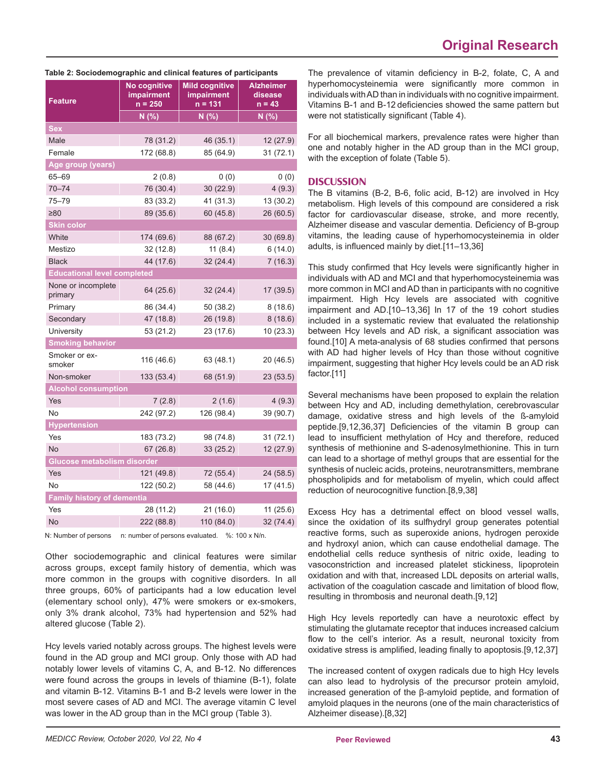**Table 2: Sociodemographic and clinical features of participants**

| Feature | No cognitive impairment n = 250 | Mild cognitive impairment n = 131 | Alzheimer disease n = 43 |
|---|---|---|---|
| | N (%) | N (%) | N (%) |
| **Sex** | | | |
| Male | 78 (31.2) | 46 (35.1) | 12 (27.9) |
| Female | 172 (68.8) | 85 (64.9) | 31 (72.1) |
| **Age group (years)** | | | |
| 65–69 | 2 (0.8) | 0 (0) | 0 (0) |
| 70–74 | 76 (30.4) | 30 (22.9) | 4 (9.3) |
| 75–79 | 83 (33.2) | 41 (31.3) | 13 (30.2) |
| ≥80 | 89 (35.6) | 60 (45.8) | 26 (60.5) |
| **Skin color** | | | |
| White | 174 (69.6) | 88 (67.2) | 30 (69.8) |
| Mestizo | 32 (12.8) | 11 (8.4) | 6 (14.0) |
| Black | 44 (17.6) | 32 (24.4) | 7 (16.3) |
| **Educational level completed** | | | |
| None or incomplete primary | 64 (25.6) | 32 (24.4) | 17 (39.5) |
| Primary | 86 (34.4) | 50 (38.2) | 8 (18.6) |
| Secondary | 47 (18.8) | 26 (19.8) | 8 (18.6) |
| University | 53 (21.2) | 23 (17.6) | 10 (23.3) |
| **Smoking behavior** | | | |
| Smoker or ex-smoker | 116 (46.6) | 63 (48.1) | 20 (46.5) |
| Non-smoker | 133 (53.4) | 68 (51.9) | 23 (53.5) |
| **Alcohol consumption** | | | |
| Yes | 7 (2.8) | 2 (1.6) | 4 (9.3) |
| No | 242 (97.2) | 126 (98.4) | 39 (90.7) |
| **Hypertension** | | | |
| Yes | 183 (73.2) | 98 (74.8) | 31 (72.1) |
| No | 67 (26.8) | 33 (25.2) | 12 (27.9) |
| **Glucose metabolism disorder** | | | |
| Yes | 121 (49.8) | 72 (55.4) | 24 (58.5) |
| No | 122 (50.2) | 58 (44.6) | 17 (41.5) |
| **Family history of dementia** | | | |
| Yes | 28 (11.2) | 21 (16.0) | 11 (25.6) |
| No | 222 (88.8) | 110 (84.0) | 32 (74.4) |

N: Number of persons n: number of persons evaluated. %: 100 x N/n.

Other sociodemographic and clinical features were similar across groups, except family history of dementia, which was more common in the groups with cognitive disorders. In all three groups, 60% of participants had a low education level (elementary school only), 47% were smokers or ex-smokers, only 3% drank alcohol, 73% had hypertension and 52% had altered glucose (Table 2).

Hcy levels varied notably across groups. The highest levels were found in the AD group and MCI group. Only those with AD had notably lower levels of vitamins C, A, and B-12. No differences were found across the groups in levels of thiamine (B-1), folate and vitamin B-12. Vitamins B-1 and B-2 levels were lower in the most severe cases of AD and MCI. The average vitamin C level was lower in the AD group than in the MCI group (Table 3).

The prevalence of vitamin deficiency in B-2, folate, C, A and hyperhomocysteinemia were significantly more common in individuals with AD than in individuals with no cognitive impairment. Vitamins B-1 and B-12 deficiencies showed the same pattern but were not statistically significant (Table 4).

For all biochemical markers, prevalence rates were higher than one and notably higher in the AD group than in the MCI group, with the exception of folate (Table 5).

## DISCUSSION

The B vitamins (B-2, B-6, folic acid, B-12) are involved in Hcy metabolism. High levels of this compound are considered a risk factor for cardiovascular disease, stroke, and more recently, Alzheimer disease and vascular dementia. Deficiency of B-group vitamins, the leading cause of hyperhomocysteinemia in older adults, is influenced mainly by diet.[11–13,36]

This study confirmed that Hcy levels were significantly higher in individuals with AD and MCI and that hyperhomocysteinemia was more common in MCI and AD than in participants with no cognitive impairment. High Hcy levels are associated with cognitive impairment and AD.[10–13,36] In 17 of the 19 cohort studies included in a systematic review that evaluated the relationship between Hcy levels and AD risk, a significant association was found.[10] A meta-analysis of 68 studies confirmed that persons with AD had higher levels of Hcy than those without cognitive impairment, suggesting that higher Hcy levels could be an AD risk factor.[11]

Several mechanisms have been proposed to explain the relation between Hcy and AD, including demethylation, cerebrovascular damage, oxidative stress and high levels of the ß-amyloid peptide.[9,12,36,37] Deficiencies of the vitamin B group can lead to insufficient methylation of Hcy and therefore, reduced synthesis of methionine and S-adenosylmethionine. This in turn can lead to a shortage of methyl groups that are essential for the synthesis of nucleic acids, proteins, neurotransmitters, membrane phospholipids and for metabolism of myelin, which could affect reduction of neurocognitive function.[8,9,38]

Excess Hcy has a detrimental effect on blood vessel walls, since the oxidation of its sulfhydryl group generates potential reactive forms, such as superoxide anions, hydrogen peroxide and hydroxyl anion, which can cause endothelial damage. The endothelial cells reduce synthesis of nitric oxide, leading to vasoconstriction and increased platelet stickiness, lipoprotein oxidation and with that, increased LDL deposits on arterial walls, activation of the coagulation cascade and limitation of blood flow, resulting in thrombosis and neuronal death.[9,12]

High Hcy levels reportedly can have a neurotoxic effect by stimulating the glutamate receptor that induces increased calcium flow to the cell's interior. As a result, neuronal toxicity from oxidative stress is amplified, leading finally to apoptosis.[9,12,37]

The increased content of oxygen radicals due to high Hcy levels can also lead to hydrolysis of the precursor protein amyloid, increased generation of the β-amyloid peptide, and formation of amyloid plaques in the neurons (one of the main characteristics of Alzheimer disease).[8,32]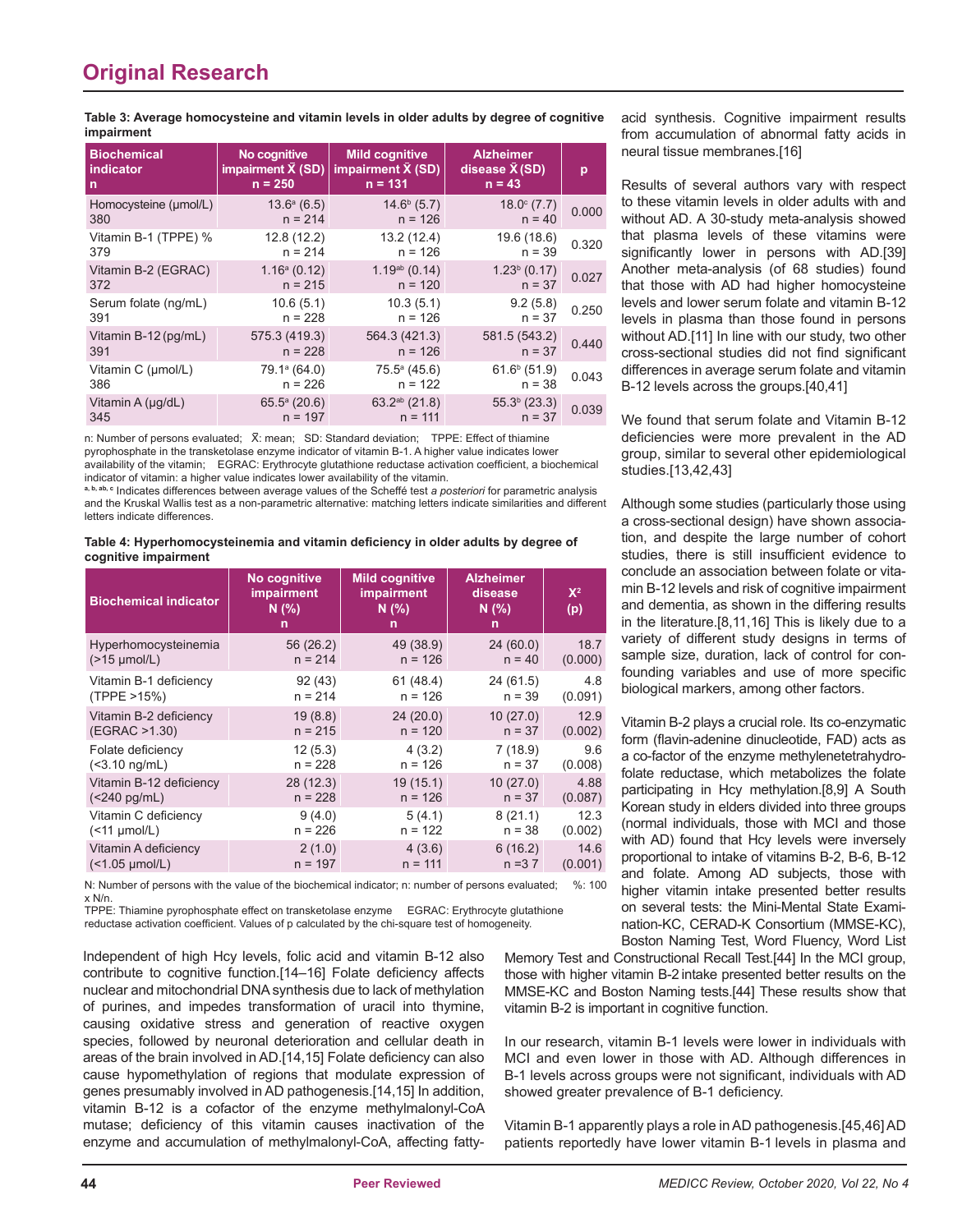**Table 3: Average homocysteine and vitamin levels in older adults by degree of cognitive impairment**

| Biochemical indicator n | No cognitive impairment $\bar{X}$ (SD) n = 250 | Mild cognitive impairment $\bar{X}$ (SD) n = 131 | Alzheimer disease $\bar{X}$ (SD) n = 43 | p |
|---|---|---|---|---|
| Homocysteine (µmol/L) 380 | 13.6[a] (6.5) n = 214 | 14.6[b] (5.7) n = 126 | 18.0[c] (7.7) n = 40 | 0.000 |
| Vitamin B-1 (TPPE) % 379 | 12.8 (12.2) n = 214 | 13.2 (12.4) n = 126 | 19.6 (18.6) n = 39 | 0.320 |
| Vitamin B-2 (EGRAC) 372 | 1.16[a] (0.12) n = 215 | 1.19[ab] (0.14) n = 120 | 1.23[b] (0.17) n = 37 | 0.027 |
| Serum folate (ng/mL) 391 | 10.6 (5.1) n = 228 | 10.3 (5.1) n = 126 | 9.2 (5.8) n = 37 | 0.250 |
| Vitamin B-12 (pg/mL) 391 | 575.3 (419.3) n = 228 | 564.3 (421.3) n = 126 | 581.5 (543.2) n = 37 | 0.440 |
| Vitamin C (µmol/L) 386 | 79.1[a] (64.0) n = 226 | 75.5[a] (45.6) n = 122 | 61.6[b] (51.9) n = 38 | 0.043 |
| Vitamin A (µg/dL) 345 | 65.5[a] (20.6) n = 197 | 63.2[ab] (21.8) n = 111 | 55.3[b] (23.3) n = 37 | 0.039 |

n: Number of persons evaluated; $\bar{X}$: mean; SD: Standard deviation; TPPE: Effect of thiamine pyrophosphate in the transketolase enzyme indicator of vitamin B-1. A higher value indicates lower availability of the vitamin; EGRAC: Erythrocyte glutathione reductase activation coefficient, a biochemical indicator of vitamin: a higher value indicates lower availability of the vitamin.
[a, b, ab, c] Indicates differences between average values of the Scheffé test *a posteriori* for parametric analysis and the Kruskal Wallis test as a non-parametric alternative: matching letters indicate similarities and different letters indicate differences.

**Table 4: Hyperhomocysteinemia and vitamin deficiency in older adults by degree of cognitive impairment**

| Biochemical indicator | No cognitive impairment N (%) n | Mild cognitive impairment N (%) n | Alzheimer disease N (%) n | $X^2$ (p) |
|---|---|---|---|---|
| Hyperhomocysteinemia (>15 µmol/L) | 56 (26.2) n = 214 | 49 (38.9) n = 126 | 24 (60.0) n = 40 | 18.7 (0.000) |
| Vitamin B-1 deficiency (TPPE >15%) | 92 (43) n = 214 | 61 (48.4) n = 126 | 24 (61.5) n = 39 | 4.8 (0.091) |
| Vitamin B-2 deficiency (EGRAC >1.30) | 19 (8.8) n = 215 | 24 (20.0) n = 120 | 10 (27.0) n = 37 | 12.9 (0.002) |
| Folate deficiency (<3.10 ng/mL) | 12 (5.3) n = 228 | 4 (3.2) n = 126 | 7 (18.9) n = 37 | 9.6 (0.008) |
| Vitamin B-12 deficiency (<240 pg/mL) | 28 (12.3) n = 228 | 19 (15.1) n = 126 | 10 (27.0) n = 37 | 4.88 (0.087) |
| Vitamin C deficiency (<11 µmol/L) | 9 (4.0) n = 226 | 5 (4.1) n = 122 | 8 (21.1) n = 38 | 12.3 (0.002) |
| Vitamin A deficiency (<1.05 µmol/L) | 2 (1.0) n = 197 | 4 (3.6) n = 111 | 6 (16.2) n =3 7 | 14.6 (0.001) |

N: Number of persons with the value of the biochemical indicator; n: number of persons evaluated; %: 100 x N/n.
TPPE: Thiamine pyrophosphate effect on transketolase enzyme EGRAC: Erythrocyte glutathione reductase activation coefficient. Values of p calculated by the chi-square test of homogeneity.

Independent of high Hcy levels, folic acid and vitamin B-12 also contribute to cognitive function.[14–16] Folate deficiency affects nuclear and mitochondrial DNA synthesis due to lack of methylation of purines, and impedes transformation of uracil into thymine, causing oxidative stress and generation of reactive oxygen species, followed by neuronal deterioration and cellular death in areas of the brain involved in AD.[14,15] Folate deficiency can also cause hypomethylation of regions that modulate expression of genes presumably involved in AD pathogenesis.[14,15] In addition, vitamin B-12 is a cofactor of the enzyme methylmalonyl-CoA mutase; deficiency of this vitamin causes inactivation of the enzyme and accumulation of methylmalonyl-CoA, affecting fatty-acid synthesis. Cognitive impairment results from accumulation of abnormal fatty acids in neural tissue membranes.[16]

Results of several authors vary with respect to these vitamin levels in older adults with and without AD. A 30-study meta-analysis showed that plasma levels of these vitamins were significantly lower in persons with AD.[39] Another meta-analysis (of 68 studies) found that those with AD had higher homocysteine levels and lower serum folate and vitamin B-12 levels in plasma than those found in persons without AD.[11] In line with our study, two other cross-sectional studies did not find significant differences in average serum folate and vitamin B-12 levels across the groups.[40,41]

We found that serum folate and Vitamin B-12 deficiencies were more prevalent in the AD group, similar to several other epidemiological studies.[13,42,43]

Although some studies (particularly those using a cross-sectional design) have shown association, and despite the large number of cohort studies, there is still insufficient evidence to conclude an association between folate or vitamin B-12 levels and risk of cognitive impairment and dementia, as shown in the differing results in the literature.[8,11,16] This is likely due to a variety of different study designs in terms of sample size, duration, lack of control for confounding variables and use of more specific biological markers, among other factors.

Vitamin B-2 plays a crucial role. Its co-enzymatic form (flavin-adenine dinucleotide, FAD) acts as a co-factor of the enzyme methylenetetrahydrofolate reductase, which metabolizes the folate participating in Hcy methylation.[8,9] A South Korean study in elders divided into three groups (normal individuals, those with MCI and those with AD) found that Hcy levels were inversely proportional to intake of vitamins B-2, B-6, B-12 and folate. Among AD subjects, those with higher vitamin intake presented better results on several tests: the Mini-Mental State Examination-KC, CERAD-K Consortium (MMSE-KC), Boston Naming Test, Word Fluency, Word List Memory Test and Constructional Recall Test.[44] In the MCI group, those with higher vitamin B-2 intake presented better results on the MMSE-KC and Boston Naming tests.[44] These results show that vitamin B-2 is important in cognitive function.

In our research, vitamin B-1 levels were lower in individuals with MCI and even lower in those with AD. Although differences in B-1 levels across groups were not significant, individuals with AD showed greater prevalence of B-1 deficiency.

Vitamin B-1 apparently plays a role in AD pathogenesis.[45,46] AD patients reportedly have lower vitamin B-1 levels in plasma and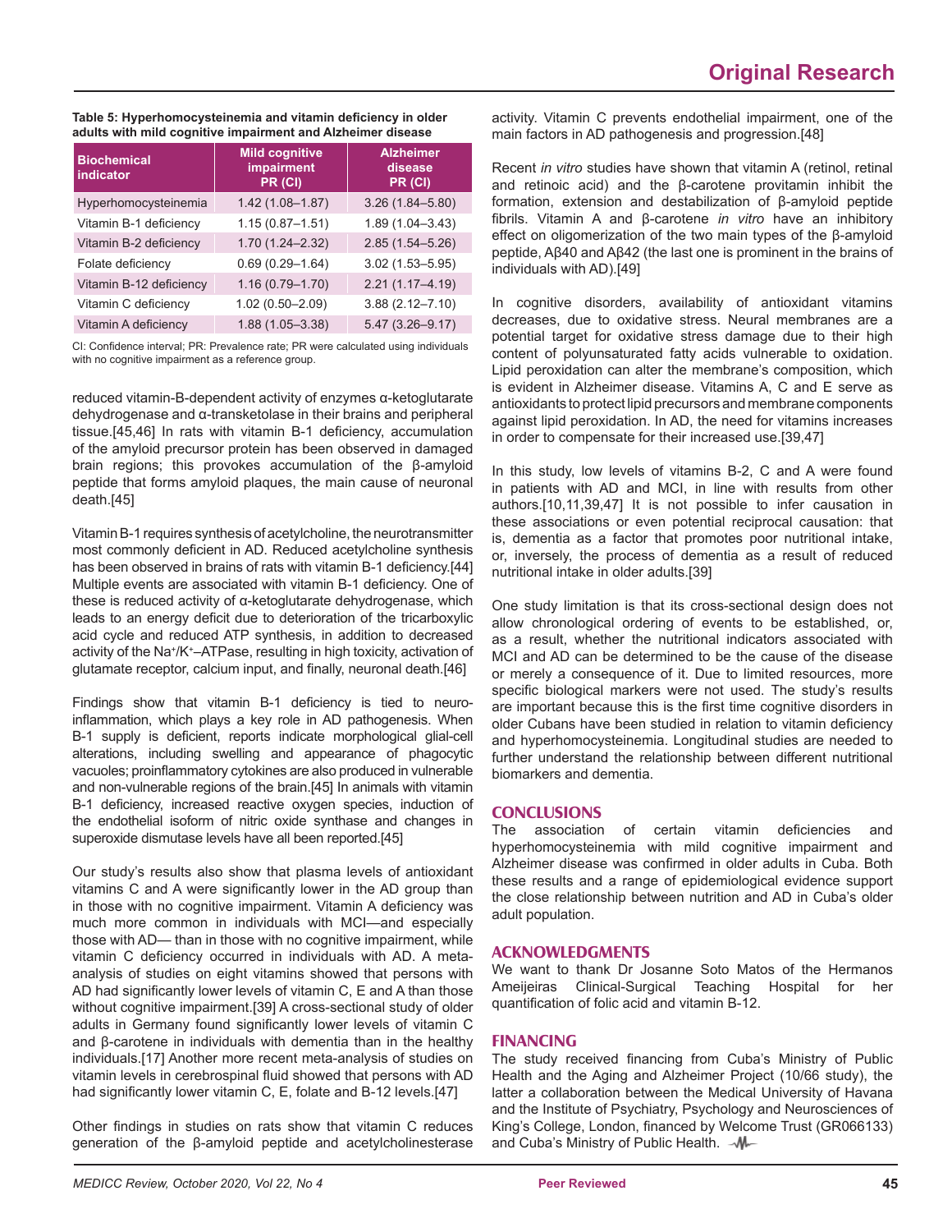**Table 5: Hyperhomocysteinemia and vitamin deficiency in older adults with mild cognitive impairment and Alzheimer disease**

| Biochemical indicator | Mild cognitive impairment PR (CI) | Alzheimer disease PR (CI) |
|---|---|---|
| Hyperhomocysteinemia | 1.42 (1.08–1.87) | 3.26 (1.84–5.80) |
| Vitamin B-1 deficiency | 1.15 (0.87–1.51) | 1.89 (1.04–3.43) |
| Vitamin B-2 deficiency | 1.70 (1.24–2.32) | 2.85 (1.54–5.26) |
| Folate deficiency | 0.69 (0.29–1.64) | 3.02 (1.53–5.95) |
| Vitamin B-12 deficiency | 1.16 (0.79–1.70) | 2.21 (1.17–4.19) |
| Vitamin C deficiency | 1.02 (0.50–2.09) | 3.88 (2.12–7.10) |
| Vitamin A deficiency | 1.88 (1.05–3.38) | 5.47 (3.26–9.17) |

CI: Confidence interval; PR: Prevalence rate; PR were calculated using individuals with no cognitive impairment as a reference group.

reduced vitamin-B-dependent activity of enzymes α-ketoglutarate dehydrogenase and α-transketolase in their brains and peripheral tissue.[45,46] In rats with vitamin B-1 deficiency, accumulation of the amyloid precursor protein has been observed in damaged brain regions; this provokes accumulation of the β-amyloid peptide that forms amyloid plaques, the main cause of neuronal death.[45]

Vitamin B-1 requires synthesis of acetylcholine, the neurotransmitter most commonly deficient in AD. Reduced acetylcholine synthesis has been observed in brains of rats with vitamin B-1 deficiency.[44] Multiple events are associated with vitamin B-1 deficiency. One of these is reduced activity of α-ketoglutarate dehydrogenase, which leads to an energy deficit due to deterioration of the tricarboxylic acid cycle and reduced ATP synthesis, in addition to decreased activity of the $Na^+/K^+$–ATPase, resulting in high toxicity, activation of glutamate receptor, calcium input, and finally, neuronal death.[46]

Findings show that vitamin B-1 deficiency is tied to neuro-inflammation, which plays a key role in AD pathogenesis. When B-1 supply is deficient, reports indicate morphological glial-cell alterations, including swelling and appearance of phagocytic vacuoles; proinflammatory cytokines are also produced in vulnerable and non-vulnerable regions of the brain.[45] In animals with vitamin B-1 deficiency, increased reactive oxygen species, induction of the endothelial isoform of nitric oxide synthase and changes in superoxide dismutase levels have all been reported.[45]

Our study's results also show that plasma levels of antioxidant vitamins C and A were significantly lower in the AD group than in those with no cognitive impairment. Vitamin A deficiency was much more common in individuals with MCI—and especially those with AD— than in those with no cognitive impairment, while vitamin C deficiency occurred in individuals with AD. A meta-analysis of studies on eight vitamins showed that persons with AD had significantly lower levels of vitamin C, E and A than those without cognitive impairment.[39] A cross-sectional study of older adults in Germany found significantly lower levels of vitamin C and β-carotene in individuals with dementia than in the healthy individuals.[17] Another more recent meta-analysis of studies on vitamin levels in cerebrospinal fluid showed that persons with AD had significantly lower vitamin C, E, folate and B-12 levels.[47]

Other findings in studies on rats show that vitamin C reduces generation of the β-amyloid peptide and acetylcholinesterase activity. Vitamin C prevents endothelial impairment, one of the main factors in AD pathogenesis and progression.[48]

Recent *in vitro* studies have shown that vitamin A (retinol, retinal and retinoic acid) and the β-carotene provitamin inhibit the formation, extension and destabilization of β-amyloid peptide fibrils. Vitamin A and β-carotene *in vitro* have an inhibitory effect on oligomerization of the two main types of the β-amyloid peptide, Aβ40 and Aβ42 (the last one is prominent in the brains of individuals with AD).[49]

In cognitive disorders, availability of antioxidant vitamins decreases, due to oxidative stress. Neural membranes are a potential target for oxidative stress damage due to their high content of polyunsaturated fatty acids vulnerable to oxidation. Lipid peroxidation can alter the membrane's composition, which is evident in Alzheimer disease. Vitamins A, C and E serve as antioxidants to protect lipid precursors and membrane components against lipid peroxidation. In AD, the need for vitamins increases in order to compensate for their increased use.[39,47]

In this study, low levels of vitamins B-2, C and A were found in patients with AD and MCI, in line with results from other authors.[10,11,39,47] It is not possible to infer causation in these associations or even potential reciprocal causation: that is, dementia as a factor that promotes poor nutritional intake, or, inversely, the process of dementia as a result of reduced nutritional intake in older adults.[39]

One study limitation is that its cross-sectional design does not allow chronological ordering of events to be established, or, as a result, whether the nutritional indicators associated with MCI and AD can be determined to be the cause of the disease or merely a consequence of it. Due to limited resources, more specific biological markers were not used. The study's results are important because this is the first time cognitive disorders in older Cubans have been studied in relation to vitamin deficiency and hyperhomocysteinemia. Longitudinal studies are needed to further understand the relationship between different nutritional biomarkers and dementia.

## CONCLUSIONS

The association of certain vitamin deficiencies and hyperhomocysteinemia with mild cognitive impairment and Alzheimer disease was confirmed in older adults in Cuba. Both these results and a range of epidemiological evidence support the close relationship between nutrition and AD in Cuba's older adult population.

## ACKNOWLEDGMENTS

We want to thank Dr Josanne Soto Matos of the Hermanos Ameijeiras Clinical-Surgical Teaching Hospital for her quantification of folic acid and vitamin B-12.

## FINANCING

The study received financing from Cuba's Ministry of Public Health and the Aging and Alzheimer Project (10/66 study), the latter a collaboration between the Medical University of Havana and the Institute of Psychiatry, Psychology and Neurosciences of King's College, London, financed by Welcome Trust (GR066133) and Cuba's Ministry of Public Health.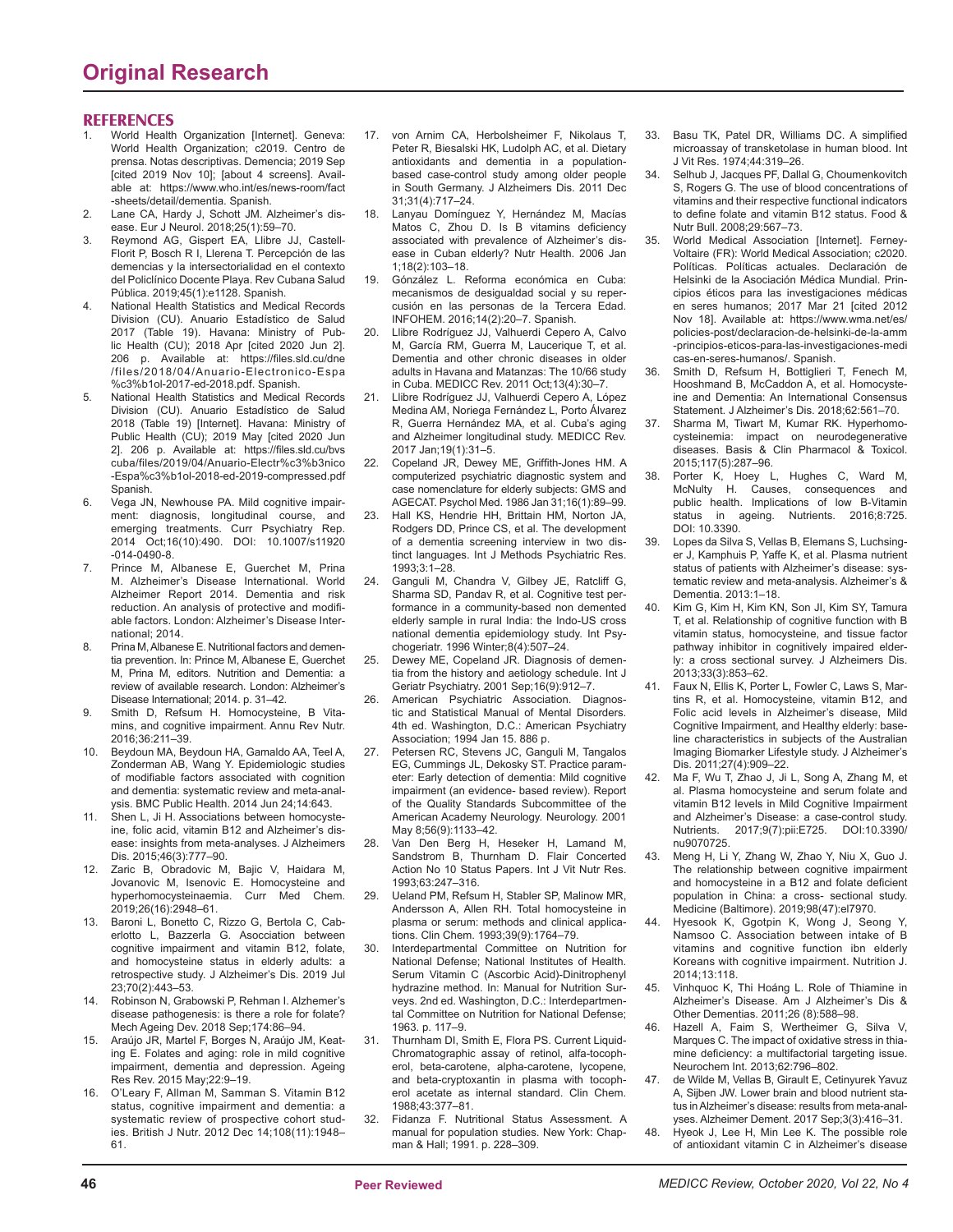## REFERENCES

1. World Health Organization [Internet]. Geneva: World Health Organization; c2019. Centro de prensa. Notas descriptivas. Demencia; 2019 Sep [cited 2019 Nov 10]; [about 4 screens]. Available at: https://www.who.int/es/news-room/fact-sheets/detail/dementia. Spanish.
2. Lane CA, Hardy J, Schott JM. Alzheimer's disease. Eur J Neurol. 2018;25(1):59–70.
3. Reymond AG, Gispert EA, Llibre JJ, Castell-Florit P, Bosch R I, Llerena T. Percepción de las demencias y la intersectorialidad en el contexto del Policlínico Docente Playa. Rev Cubana Salud Pública. 2019;45(1):e1128. Spanish.
4. National Health Statistics and Medical Records Division (CU). Anuario Estadístico de Salud 2017 (Table 19). Havana: Ministry of Public Health (CU); 2018 Apr [cited 2020 Jun 2]. 206 p. Available at: https://files.sld.cu/dne/files/2018/04/Anuario-Electronico-Espa%c3%b1ol-2017-ed-2018.pdf. Spanish.
5. National Health Statistics and Medical Records Division (CU). Anuario Estadístico de Salud 2018 (Table 19) [Internet]. Havana: Ministry of Public Health (CU); 2019 May [cited 2020 Jun 2]. 206 p. Available at: https://files.sld.cu/bvscuba/files/2019/04/Anuario-Electr%c3%b3nico-Espa%c3%b1ol-2018-ed-2019-compressed.pdf Spanish.
6. Vega JN, Newhouse PA. Mild cognitive impairment: diagnosis, longitudinal course, and emerging treatments. Curr Psychiatry Rep. 2014 Oct;16(10):490. DOI: 10.1007/s11920-014-0490-8.
7. Prince M, Albanese E, Guerchet M, Prina M. Alzheimer's Disease International. World Alzheimer Report 2014. Dementia and risk reduction. An analysis of protective and modifiable factors. London: Alzheimer's Disease International; 2014.
8. Prina M, Albanese E. Nutritional factors and dementia prevention. In: Prince M, Albanese E, Guerchet M, Prina M, editors. Nutrition and Dementia: a review of available research. London: Alzheimer's Disease International; 2014. p. 31–42.
9. Smith D, Refsum H. Homocysteine, B Vitamins, and cognitive impairment. Annu Rev Nutr. 2016;36:211–39.
10. Beydoun MA, Beydoun HA, Gamaldo AA, Teel A, Zonderman AB, Wang Y. Epidemiologic studies of modifiable factors associated with cognition and dementia: systematic review and meta-analysis. BMC Public Health. 2014 Jun 24;14:643.
11. Shen L, Ji H. Associations between homocysteine, folic acid, vitamin B12 and Alzheimer's disease: insights from meta-analyses. J Alzheimers Dis. 2015;46(3):777–90.
12. Zaric B, Obradovic M, Bajic V, Haidara M, Jovanovic M, Isenovic E. Homocysteine and hyperhomocysteinaemia. Curr Med Chem. 2019;26(16):2948–61.
13. Baroni L, Bonetto C, Rizzo G, Bertola C, Caberlotto L, Bazzerla G. Asocciation between cognitive impairment and vitamin B12, folate, and homocysteine status in elderly adults: a retrospective study. J Alzheimer's Dis. 2019 Jul 23;70(2):443–53.
14. Robinson N, Grabowski P, Rehman I. Alzhemer's disease pathogenesis: is there a role for folate? Mech Ageing Dev. 2018 Sep;174:86–94.
15. Araújo JR, Martel F, Borges N, Araújo JM, Keating E. Folates and aging: role in mild cognitive impairment, dementia and depression. Ageing Res Rev. 2015 May;22:9–19.
16. O'Leary F, Allman M, Samman S. Vitamin B12 status, cognitive impairment and dementia: a systematic review of prospective cohort studies. British J Nutr. 2012 Dec 14;108(11):1948–61.
17. von Arnim CA, Herbolsheimer F, Nikolaus T, Peter R, Biesalski HK, Ludolph AC, et al. Dietary antioxidants and dementia in a population-based case-control study among older people in South Germany. J Alzheimers Dis. 2011 Dec 31;31(4):717–24.
18. Lanyau Domínguez Y, Hernández M, Macías Matos C, Zhou D. Is B vitamins deficiency associated with prevalence of Alzheimer's disease in Cuban elderly? Nutr Health. 2006 Jan 1;18(2):103–18.
19. Gónzález L. Reforma económica en Cuba: mecanismos de desigualdad social y su repercusión en las personas de la Tercera Edad. INFOHEM. 2016;14(2):20–7. Spanish.
20. Llibre Rodríguez JJ, Valhuerdi Cepero A, Calvo M, García RM, Guerra M, Laucerique T, et al. Dementia and other chronic diseases in older adults in Havana and Matanzas: The 10/66 study in Cuba. MEDICC Rev. 2011 Oct;13(4):30–7.
21. Llibre Rodríguez JJ, Valhuerdi Cepero A, López Medina AM, Noriega Fernández L, Porto Álvarez R, Guerra Hernández MA, et al. Cuba's aging and Alzheimer longitudinal study. MEDICC Rev. 2017 Jan;19(1):31–5.
22. Copeland JR, Dewey ME, Griffith-Jones HM. A computerized psychiatric diagnostic system and case nomenclature for elderly subjects: GMS and AGECAT. Psychol Med. 1986 Jan 31;16(1):89–99.
23. Hall KS, Hendrie HH, Brittain HM, Norton JA, Rodgers DD, Prince CS, et al. The development of a dementia screening interview in two distinct languages. Int J Methods Psychiatric Res. 1993;3:1–28.
24. Ganguli M, Chandra V, Gilbey JE, Ratcliff G, Sharma SD, Pandav R, et al. Cognitive test performance in a community-based non demented elderly sample in rural India: the Indo-US cross national dementia epidemiology study. Int Psychogeriatr. 1996 Winter;8(4):507–24.
25. Dewey ME, Copeland JR. Diagnosis of dementia from the history and aetiology schedule. Int J Geriatr Psychiatry. 2001 Sep;16(9):912–7.
26. American Psychiatric Association. Diagnostic and Statistical Manual of Mental Disorders. 4th ed. Washington, D.C.: American Psychiatry Association; 1994 Jan 15. 886 p.
27. Petersen RC, Stevens JC, Ganguli M, Tangalos EG, Cummings JL, Dekosky ST. Practice parameter: Early detection of dementia: Mild cognitive impairment (an evidence- based review). Report of the Quality Standards Subcommittee of the American Academy Neurology. Neurology. 2001 May 8;56(9):1133–42.
28. Van Den Berg H, Heseker H, Lamand M, Sandstrom B, Thurnham D. Flair Concerted Action No 10 Status Papers. Int J Vit Nutr Res. 1993;63:247–316.
29. Ueland PM, Refsum H, Stabler SP, Malinow MR, Andersson A, Allen RH. Total homocysteine in plasma or serum: methods and clinical applications. Clin Chem. 1993;39(9):1764–79.
30. Interdepartmental Committee on Nutrition for National Defense; National Institutes of Health. Serum Vitamin C (Ascorbic Acid)-Dinitrophenyl hydrazine method. In: Manual for Nutrition Surveys. 2nd ed. Washington, D.C.: Interdepartmental Committee on Nutrition for National Defense; 1963. p. 117–9.
31. Thurnham DI, Smith E, Flora PS. Current Liquid-Chromatographic assay of retinol, alfa-tocopherol, beta-carotene, alpha-carotene, lycopene, and beta-cryptoxantin in plasma with tocopherol acetate as internal standard. Clin Chem. 1988;43:377–81.
32. Fidanza F. Nutritional Status Assessment. A manual for population studies. New York: Chapman & Hall; 1991. p. 228–309.
33. Basu TK, Patel DR, Williams DC. A simplified microassay of transketolase in human blood. Int J Vit Res. 1974;44:319–26.
34. Selhub J, Jacques PF, Dallal G, Choumenkovitch S, Rogers G. The use of blood concentrations of vitamins and their respective functional indicators to define folate and vitamin B12 status. Food & Nutr Bull. 2008;29:567–73.
35. World Medical Association [Internet]. Ferney-Voltaire (FR): World Medical Association; c2020. Políticas. Políticas actuales. Declaración de Helsinki de la Asociación Médica Mundial. Principios éticos para las investigaciones médicas en seres humanos; 2017 Mar 21 [cited 2012 Nov 18]. Available at: https://www.wma.net/es/policies-post/declaracion-de-helsinki-de-la-amm-principios-eticos-para-las-investigaciones-medicas-en-seres-humanos/. Spanish.
36. Smith D, Refsum H, Bottiglieri T, Fenech M, Hooshmand B, McCaddon A, et al. Homocysteine and Dementia: An International Consensus Statement. J Alzheimer's Dis. 2018;62:561–70.
37. Sharma M, Tiwart M, Kumar RK. Hyperhomocysteinemia: impact on neurodegenerative diseases. Basis & Clin Pharmacol & Toxicol. 2015;117(5):287–96.
38. Porter K, Hoey L, Hughes C, Ward M, McNulty H. Causes, consequences and public health. Implications of low B-Vitamin status in ageing. Nutrients. 2016;8:725. DOI: 10.3390.
39. Lopes da Silva S, Vellas B, Elemans S, Luchsinger J, Kamphuis P, Yaffe K, et al. Plasma nutrient status of patients with Alzheimer's disease: systematic review and meta-analysis. Alzheimer's & Dementia. 2013:1–18.
40. Kim G, Kim H, Kim KN, Son JI, Kim SY, Tamura T, et al. Relationship of cognitive function with B vitamin status, homocysteine, and tissue factor pathway inhibitor in cognitively impaired elderly: a cross sectional survey. J Alzheimers Dis. 2013;33(3):853–62.
41. Faux N, Ellis K, Porter L, Fowler C, Laws S, Martins R, et al. Homocysteine, vitamin B12, and Folic acid levels in Alzheimer's disease, Mild Cognitive Impairment, and Healthy elderly: baseline characteristics in subjects of the Australian Imaging Biomarker Lifestyle study. J Alzheimer's Dis. 2011;27(4):909–22.
42. Ma F, Wu T, Zhao J, Ji L, Song A, Zhang M, et al. Plasma homocysteine and serum folate and vitamin B12 levels in Mild Cognitive Impairment and Alzheimer's Disease: a case-control study. Nutrients. 2017;9(7):pii:E725. DOI:10.3390/nu9070725.
43. Meng H, Li Y, Zhang W, Zhao Y, Niu X, Guo J. The relationship between cognitive impairment and homocysteine in a B12 and folate deficient population in China: a cross- sectional study. Medicine (Baltimore). 2019;98(47):el7970.
44. Hyesook K, Ggotpin K, Wong J, Seong Y, Namsoo C. Association between intake of B vitamins and cognitive function ibn elderly Koreans with cognitive impairment. Nutrition J. 2014;13:118.
45. Vinhquoc K, Thi Hoáng L. Role of Thiamine in Alzheimer's Disease. Am J Alzheimer's Dis & Other Dementias. 2011;26 (8):588–98.
46. Hazell A, Faim S, Wertheimer G, Silva V, Marques C. The impact of oxidative stress in thiamine deficiency: a multifactorial targeting issue. Neurochem Int. 2013;62:796–802.
47. de Wilde M, Vellas B, Girault E, Cetinyurek Yavuz A, Sijben JW. Lower brain and blood nutrient status in Alzheimer's disease: results from meta-analyses. Alzheimer Dement. 2017 Sep;3(3):416–31.
48. Hyeok J, Lee H, Min Lee K. The possible role of antioxidant vitamin C in Alzheimer's disease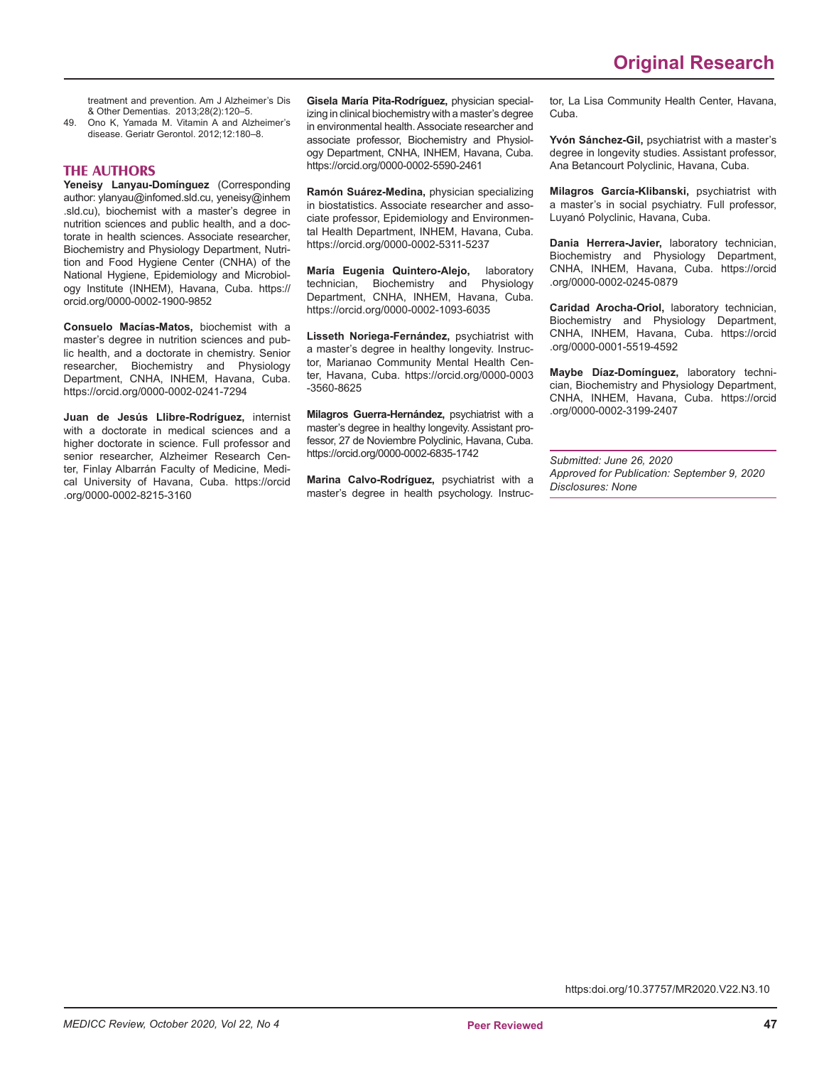treatment and prevention. Am J Alzheimer's Dis & Other Dementias. 2013;28(2):120–5.

49. Ono K, Yamada M. Vitamin A and Alzheimer's disease. Geriatr Gerontol. 2012;12:180–8.

## THE AUTHORS

**Yeneisy Lanyau-Domínguez** (Corresponding author: ylanyau@infomed.sld.cu, yeneisy@inhem.sld.cu), biochemist with a master's degree in nutrition sciences and public health, and a doctorate in health sciences. Associate researcher, Biochemistry and Physiology Department, Nutrition and Food Hygiene Center (CNHA) of the National Hygiene, Epidemiology and Microbiology Institute (INHEM), Havana, Cuba. https://orcid.org/0000-0002-1900-9852

**Consuelo Macías-Matos,** biochemist with a master's degree in nutrition sciences and public health, and a doctorate in chemistry. Senior researcher, Biochemistry and Physiology Department, CNHA, INHEM, Havana, Cuba. https://orcid.org/0000-0002-0241-7294

**Juan de Jesús Llibre-Rodríguez,** internist with a doctorate in medical sciences and a higher doctorate in science. Full professor and senior researcher, Alzheimer Research Center, Finlay Albarrán Faculty of Medicine, Medical University of Havana, Cuba. https://orcid.org/0000-0002-8215-3160

**Gisela María Pita-Rodríguez,** physician specializing in clinical biochemistry with a master's degree in environmental health. Associate researcher and associate professor, Biochemistry and Physiology Department, CNHA, INHEM, Havana, Cuba. https://orcid.org/0000-0002-5590-2461

**Ramón Suárez-Medina,** physician specializing in biostatistics. Associate researcher and associate professor, Epidemiology and Environmental Health Department, INHEM, Havana, Cuba. https://orcid.org/0000-0002-5311-5237

**María Eugenia Quintero-Alejo,** laboratory technician, Biochemistry and Physiology Department, CNHA, INHEM, Havana, Cuba. https://orcid.org/0000-0002-1093-6035

**Lisseth Noriega-Fernández,** psychiatrist with a master's degree in healthy longevity. Instructor, Marianao Community Mental Health Center, Havana, Cuba. https://orcid.org/0000-0003-3560-8625

**Milagros Guerra-Hernández,** psychiatrist with a master's degree in healthy longevity. Assistant professor, 27 de Noviembre Polyclinic, Havana, Cuba. https://orcid.org/0000-0002-6835-1742

**Marina Calvo-Rodríguez,** psychiatrist with a master's degree in health psychology. Instructor, La Lisa Community Health Center, Havana, Cuba.

**Yvón Sánchez-Gil,** psychiatrist with a master's degree in longevity studies. Assistant professor, Ana Betancourt Polyclinic, Havana, Cuba.

**Milagros García-Klibanski,** psychiatrist with a master's in social psychiatry. Full professor, Luyanó Polyclinic, Havana, Cuba.

**Dania Herrera-Javier,** laboratory technician, Biochemistry and Physiology Department, CNHA, INHEM, Havana, Cuba. https://orcid.org/0000-0002-0245-0879

**Caridad Arocha-Oriol,** laboratory technician, Biochemistry and Physiology Department, CNHA, INHEM, Havana, Cuba. https://orcid.org/0000-0001-5519-4592

**Maybe Díaz-Domínguez,** laboratory technician, Biochemistry and Physiology Department, CNHA, INHEM, Havana, Cuba. https://orcid.org/0000-0002-3199-2407

*Submitted: June 26, 2020*
*Approved for Publication: September 9, 2020*
*Disclosures: None*

https:doi.org/10.37757/MR2020.V22.N3.10